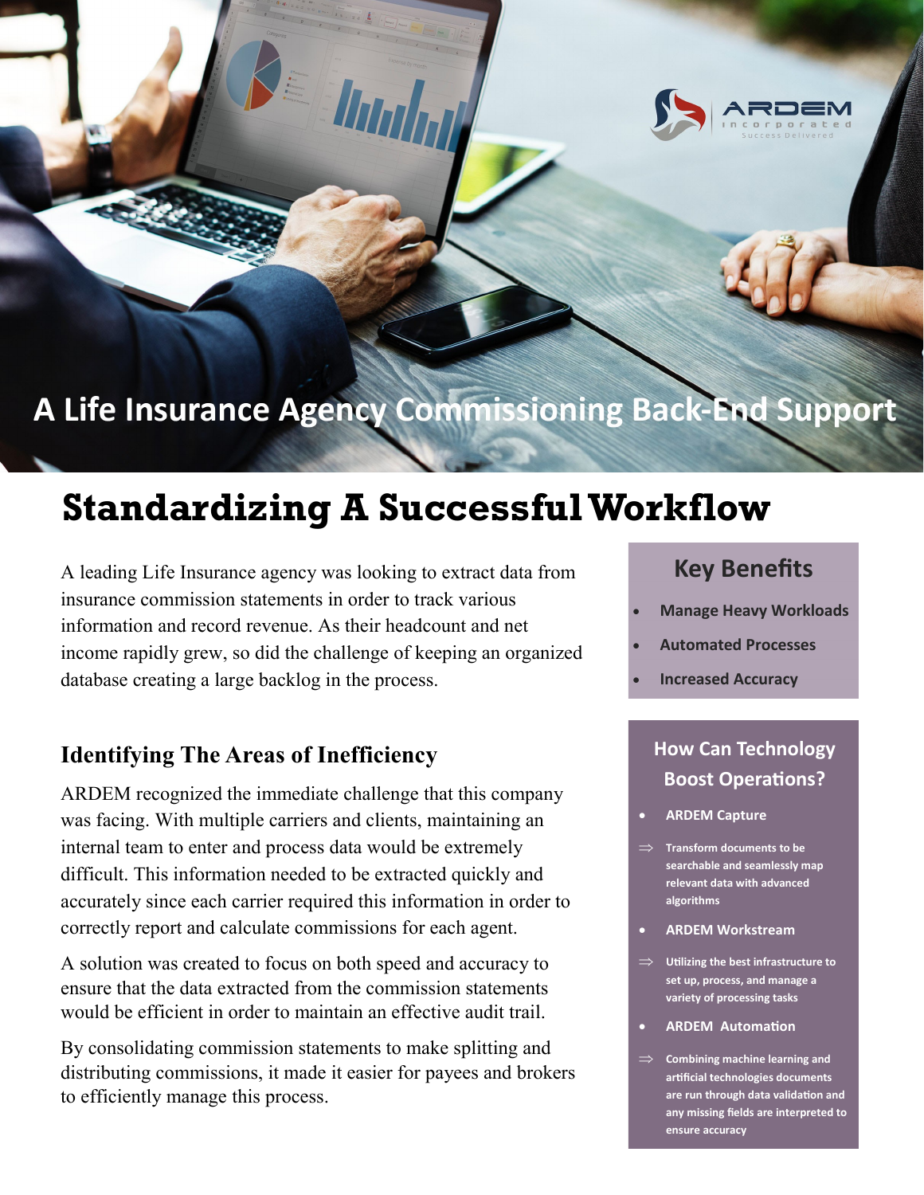ARDEM incorporated
Success Delivered

# A Life Insurance Agency Commissioning Back-End Support

## Standardizing A Successful Workflow

A leading Life Insurance agency was looking to extract data from insurance commission statements in order to track various information and record revenue. As their headcount and net income rapidly grew, so did the challenge of keeping an organized database creating a large backlog in the process.

### Identifying The Areas of Inefficiency

ARDEM recognized the immediate challenge that this company was facing. With multiple carriers and clients, maintaining an internal team to enter and process data would be extremely difficult. This information needed to be extracted quickly and accurately since each carrier required this information in order to correctly report and calculate commissions for each agent.

A solution was created to focus on both speed and accuracy to ensure that the data extracted from the commission statements would be efficient in order to maintain an effective audit trail.

By consolidating commission statements to make splitting and distributing commissions, it made it easier for payees and brokers to efficiently manage this process.

### Key Benefits

- **Manage Heavy Workloads**
- **Automated Processes**
- **Increased Accuracy**

### How Can Technology Boost Operations?

- **ARDEM Capture**
  - ⇒ Transform documents to be searchable and seamlessly map relevant data with advanced algorithms
- **ARDEM Workstream**
  - ⇒ Utilizing the best infrastructure to set up, process, and manage a variety of processing tasks
- **ARDEM Automation**
  - ⇒ Combining machine learning and artificial technologies documents are run through data validation and any missing fields are interpreted to ensure accuracy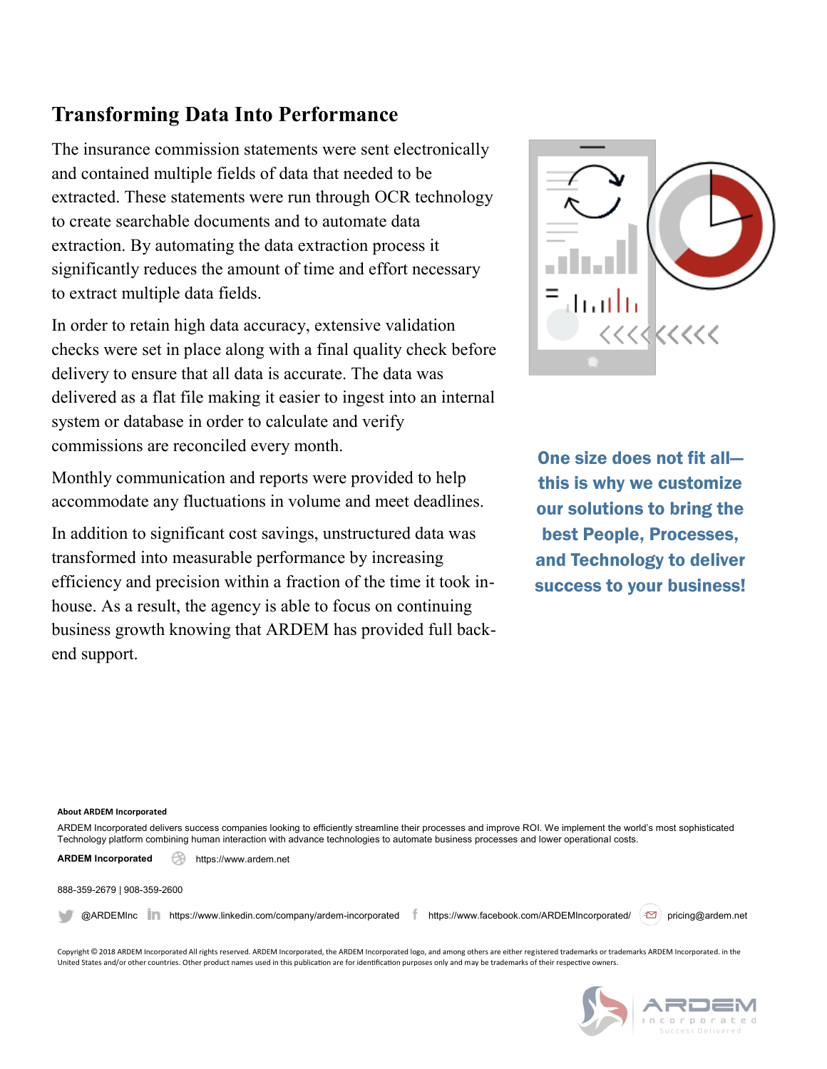## Transforming Data Into Performance

The insurance commission statements were sent electronically and contained multiple fields of data that needed to be extracted. These statements were run through OCR technology to create searchable documents and to automate data extraction. By automating the data extraction process it significantly reduces the amount of time and effort necessary to extract multiple data fields.

In order to retain high data accuracy, extensive validation checks were set in place along with a final quality check before delivery to ensure that all data is accurate. The data was delivered as a flat file making it easier to ingest into an internal system or database in order to calculate and verify commissions are reconciled every month.

Monthly communication and reports were provided to help accommodate any fluctuations in volume and meet deadlines.

In addition to significant cost savings, unstructured data was transformed into measurable performance by increasing efficiency and precision within a fraction of the time it took in-house. As a result, the agency is able to focus on continuing business growth knowing that ARDEM has provided full back-end support.

**One size does not fit all—this is why we customize our solutions to bring the best People, Processes, and Technology to deliver success to your business!**

**About ARDEM Incorporated**

ARDEM Incorporated delivers success companies looking to efficiently streamline their processes and improve ROI. We implement the world's most sophisticated Technology platform combining human interaction with advance technologies to automate business processes and lower operational costs.

**ARDEM Incorporated** https://www.ardem.net

888-359-2679 | 908-359-2600

@ARDEMInc https://www.linkedin.com/company/ardem-incorporated https://www.facebook.com/ARDEMIncorporated/ pricing@ardem.net

Copyright © 2018 ARDEM Incorporated All rights reserved. ARDEM Incorporated, the ARDEM Incorporated logo, and among others are either registered trademarks or trademarks ARDEM Incorporated. in the United States and/or other countries. Other product names used in this publication are for identification purposes only and may be trademarks of their respective owners.